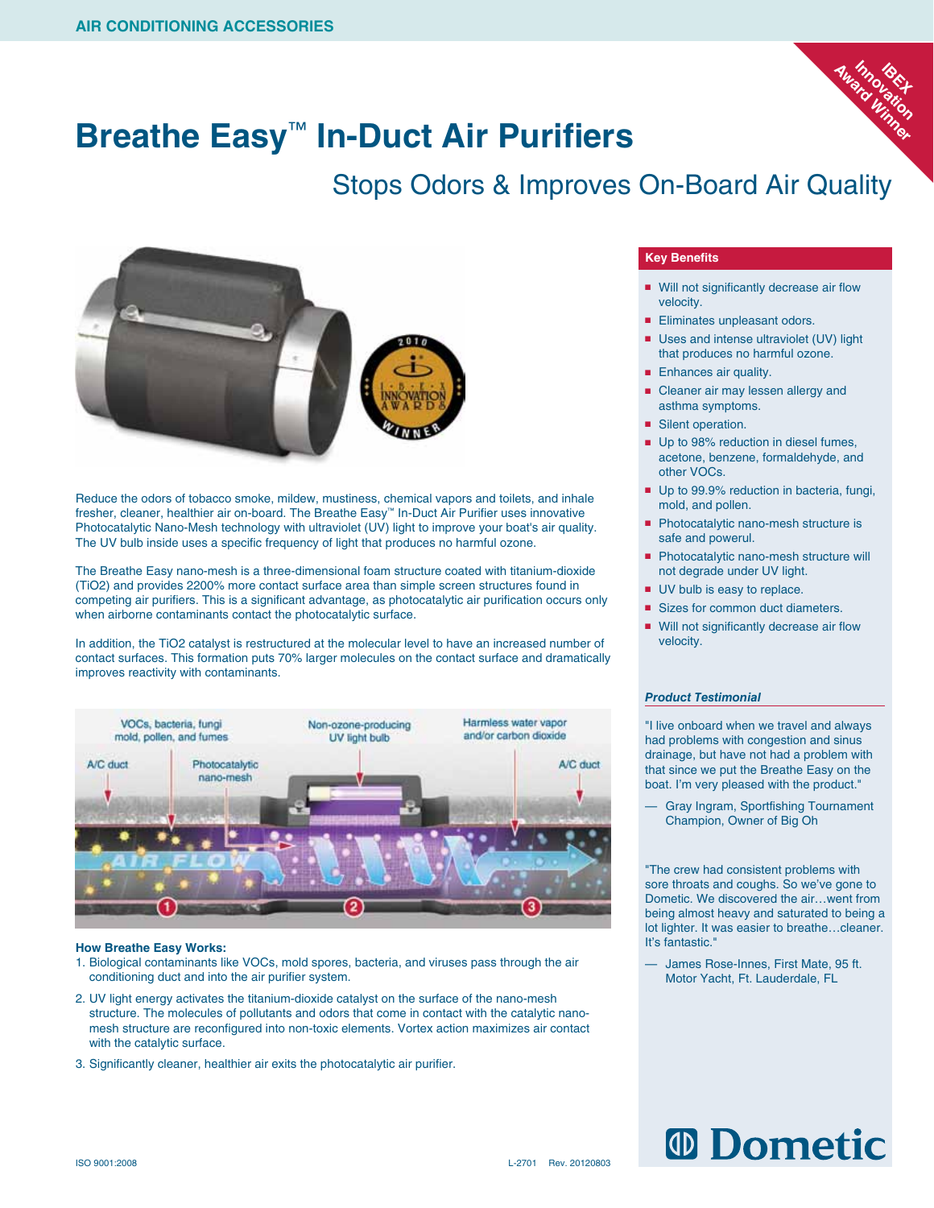AIR CONDITIONING ACCESSORIES

# Breathe Easy™ In-Duct Air Purifiers

## Stops Odors & Improves On-Board Air Quality

IBEX Innovation Award Winner

Reduce the odors of tobacco smoke, mildew, mustiness, chemical vapors and toilets, and inhale fresher, cleaner, healthier air on-board. The Breathe Easy™ In-Duct Air Purifier uses innovative Photocatalytic Nano-Mesh technology with ultraviolet (UV) light to improve your boat's air quality. The UV bulb inside uses a specific frequency of light that produces no harmful ozone.

The Breathe Easy nano-mesh is a three-dimensional foam structure coated with titanium-dioxide (TiO2) and provides 2200% more contact surface area than simple screen structures found in competing air purifiers. This is a significant advantage, as photocatalytic air purification occurs only when airborne contaminants contact the photocatalytic surface.

In addition, the TiO2 catalyst is restructured at the molecular level to have an increased number of contact surfaces. This formation puts 70% larger molecules on the contact surface and dramatically improves reactivity with contaminants.

VOCs, bacteria, fungi mold, pollen, and fumes — Non-ozone-producing UV light bulb — Harmless water vapor and/or carbon dioxide — A/C duct — Photocatalytic nano-mesh — A/C duct — AIR FLOW — 1 — 2 — 3

### How Breathe Easy Works:

1. Biological contaminants like VOCs, mold spores, bacteria, and viruses pass through the air conditioning duct and into the air purifier system.
2. UV light energy activates the titanium-dioxide catalyst on the surface of the nano-mesh structure. The molecules of pollutants and odors that come in contact with the catalytic nano-mesh structure are reconfigured into non-toxic elements. Vortex action maximizes air contact with the catalytic surface.
3. Significantly cleaner, healthier air exits the photocatalytic air purifier.

### Key Benefits

- Will not significantly decrease air flow velocity.
- Eliminates unpleasant odors.
- Uses and intense ultraviolet (UV) light that produces no harmful ozone.
- Enhances air quality.
- Cleaner air may lessen allergy and asthma symptoms.
- Silent operation.
- Up to 98% reduction in diesel fumes, acetone, benzene, formaldehyde, and other VOCs.
- Up to 99.9% reduction in bacteria, fungi, mold, and pollen.
- Photocatalytic nano-mesh structure is safe and powerul.
- Photocatalytic nano-mesh structure will not degrade under UV light.
- UV bulb is easy to replace.
- Sizes for common duct diameters.
- Will not significantly decrease air flow velocity.

### *Product Testimonial*

"I live onboard when we travel and always had problems with congestion and sinus drainage, but have not had a problem with that since we put the Breathe Easy on the boat. I'm very pleased with the product."

— Gray Ingram, Sportfishing Tournament Champion, Owner of Big Oh

"The crew had consistent problems with sore throats and coughs. So we've gone to Dometic. We discovered the air…went from being almost heavy and saturated to being a lot lighter. It was easier to breathe…cleaner. It's fantastic."

— James Rose-Innes, First Mate, 95 ft. Motor Yacht, Ft. Lauderdale, FL

Dometic

ISO 9001:2008 L-2701 Rev. 20120803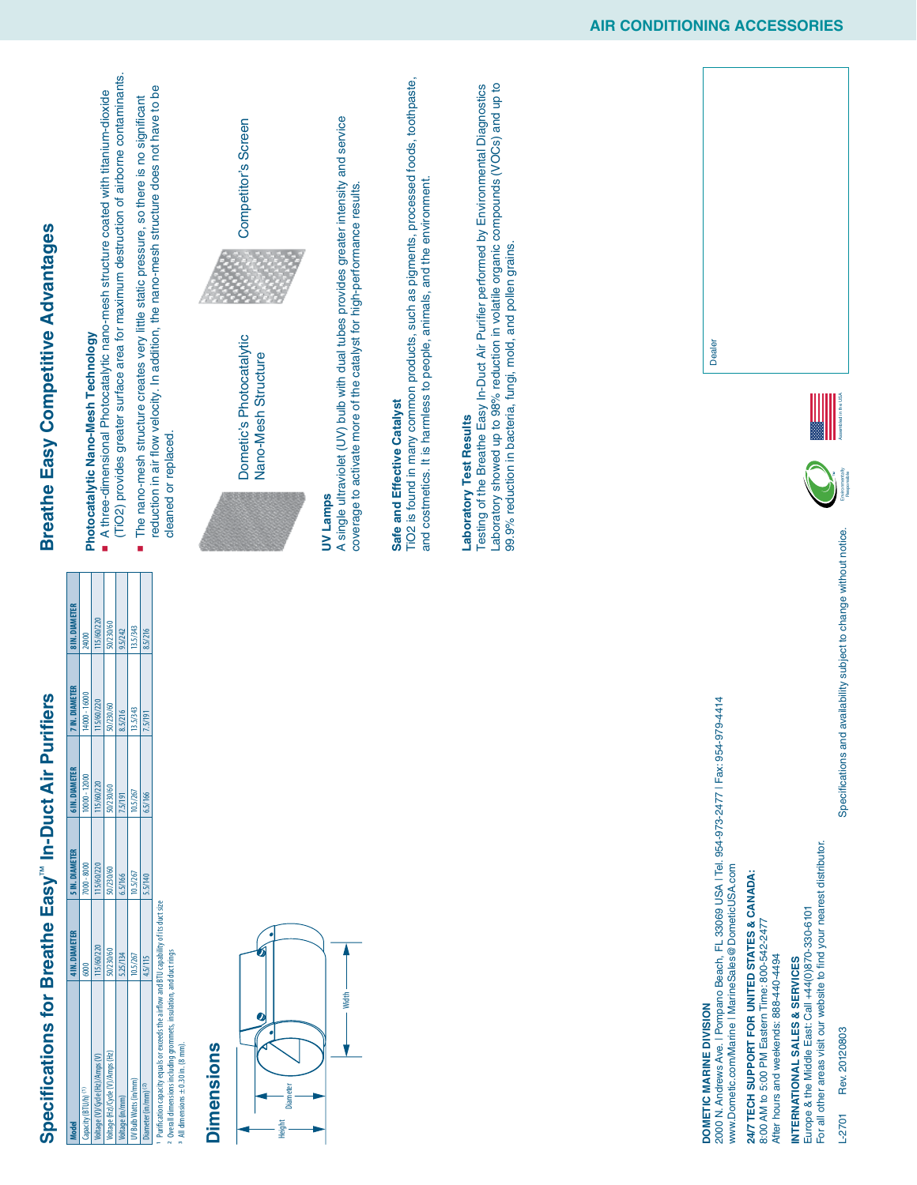## AIR CONDITIONING ACCESSORIES

# Specifications for Breathe Easy™ In-Duct Air Purifiers

| Model | 4 IN. DIAMETER | 5 IN. DIAMETER | 6 IN. DIAMETER | 7 IN. DIAMETER | 8 IN. DIAMETER |
|---|---|---|---|---|---|
| Capacity (BTU/h) [1] | 6000 | 7000 - 8000 | 10000 - 12000 | 14000 - 16000 | 24000 |
| Voltage (V)/Cycle (Hz)/Amps (V) | 115/60/220 | 115/60/220 | 115/60/220 | 115/60/220 | 115/60/220 |
| Voltage (Hz)/Cycle (V)/Amps (Hz) | 50/230/60 | 50/230/60 | 50/230/60 | 50/230/60 | 50/230/60 |
| Voltage (in/mm) | 5.25/134 | 6.5/166 | 7.5/191 | 8.5/216 | 9.5/242 |
| UV Bulb Watts (in/mm) | 10.5/267 | 10.5/267 | 10.5/267 | 13.5/343 | 13.5/343 |
| Diameter (in/mm) [2,3] | 4.5/115 | 5.5/140 | 6.5/166 | 7.5/191 | 8.5/216 |

[1] Purification capacity equals or exceeds the airflow and BTU capability of its duct size
[2] Overall dimensions including grommets, insulation, and duct rings
[3] All dimensions ±0.30 in. (8 mm).

## Dimensions

Height
Diameter
Width

# Breathe Easy Competitive Advantages

### Photocatalytic Nano-Mesh Technology

- A three-dimensional Photocatalytic nano-mesh structure coated with titanium-dioxide ($TiO_2$) provides greater surface area for maximum destruction of airborne contaminants.
- The nano-mesh structure creates very little static pressure, so there is no significant reduction in air flow velocity. In addition, the nano-mesh structure does not have to be cleaned or replaced.

Dometic's Photocatalytic Nano-Mesh Structure

Competitor's Screen

### UV Lamps

A single ultraviolet (UV) bulb with dual tubes provides greater intensity and service coverage to activate more of the catalyst for high-performance results.

### Safe and Effective Catalyst

$TiO_2$ is found in many common products, such as pigments, processed foods, toothpaste, and costmetics. It is harmless to people, animals, and the environment.

### Laboratory Test Results

Testing of the Breathe Easy In-Duct Air Purifier performed by Environmental Diagnostics Laboratory showed up to 98% reduction in volatile organic compounds (VOCs) and up to 99.9% reduction in bacteria, fungi, mold, and pollen grains.

**DOMETIC MARINE DIVISION**
2000 N. Andrews Ave. | Pompano Beach, FL 33069 USA | Tel. 954-973-2477 | Fax: 954-979-4414
www.Dometic.com/Marine | MarineSales@DometicUSA.com

**24/7 TECH SUPPORT FOR UNITED STATES & CANADA:**
8:00 AM to 5:00 PM Eastern Time: 800-542-2477
After hours and weekends: 888-440-4494

**INTERNATIONAL SALES & SERVICES**
Europe & the Middle East: Call +44(0)870-330-6101
For all other areas visit our website to find your nearest distributor.

Specifications and availability subject to change without notice.

L-2701 Rev. 20120803

Environmentally Responsible

Assembled in the USA

Dealer